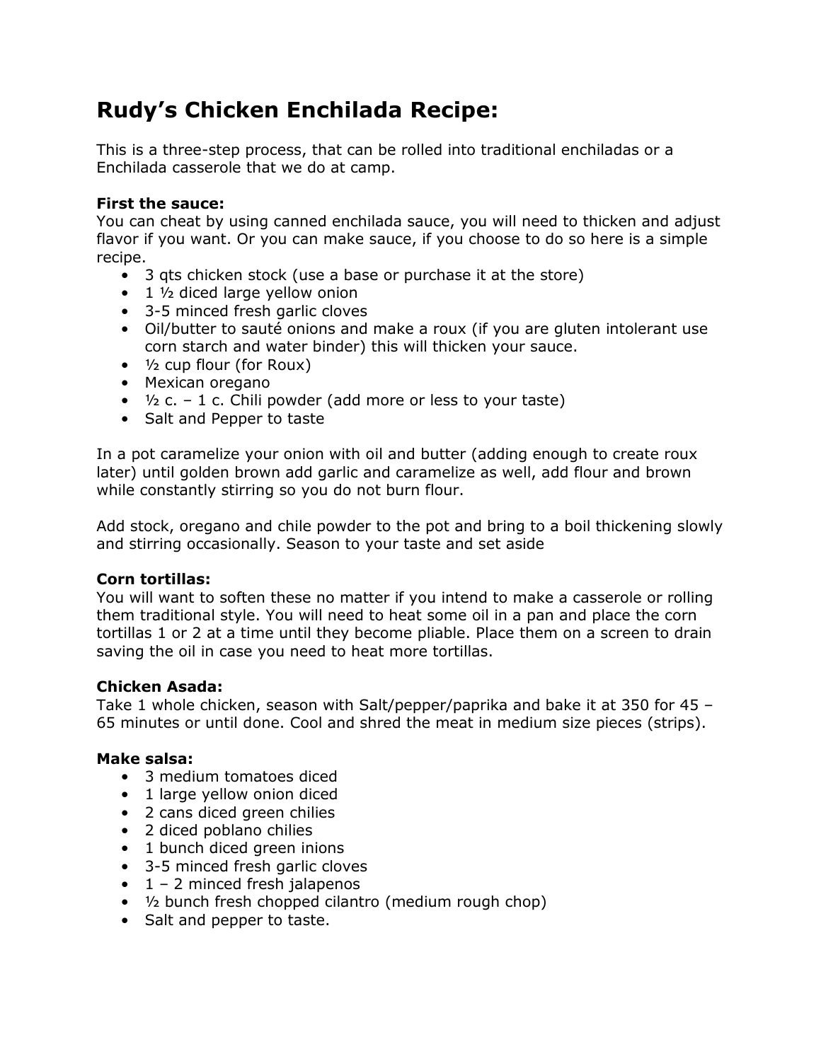# Rudy's Chicken Enchilada Recipe:

This is a three-step process, that can be rolled into traditional enchiladas or a Enchilada casserole that we do at camp.

**First the sauce:**
You can cheat by using canned enchilada sauce, you will need to thicken and adjust flavor if you want. Or you can make sauce, if you choose to do so here is a simple recipe.

- 3 qts chicken stock (use a base or purchase it at the store)
- 1 ½ diced large yellow onion
- 3-5 minced fresh garlic cloves
- Oil/butter to sauté onions and make a roux (if you are gluten intolerant use corn starch and water binder) this will thicken your sauce.
- ½ cup flour (for Roux)
- Mexican oregano
- ½ c. – 1 c. Chili powder (add more or less to your taste)
- Salt and Pepper to taste

In a pot caramelize your onion with oil and butter (adding enough to create roux later) until golden brown add garlic and caramelize as well, add flour and brown while constantly stirring so you do not burn flour.

Add stock, oregano and chile powder to the pot and bring to a boil thickening slowly and stirring occasionally. Season to your taste and set aside

**Corn tortillas:**
You will want to soften these no matter if you intend to make a casserole or rolling them traditional style. You will need to heat some oil in a pan and place the corn tortillas 1 or 2 at a time until they become pliable. Place them on a screen to drain saving the oil in case you need to heat more tortillas.

**Chicken Asada:**
Take 1 whole chicken, season with Salt/pepper/paprika and bake it at 350 for 45 – 65 minutes or until done. Cool and shred the meat in medium size pieces (strips).

**Make salsa:**

- 3 medium tomatoes diced
- 1 large yellow onion diced
- 2 cans diced green chilies
- 2 diced poblano chilies
- 1 bunch diced green inions
- 3-5 minced fresh garlic cloves
- 1 – 2 minced fresh jalapenos
- ½ bunch fresh chopped cilantro (medium rough chop)
- Salt and pepper to taste.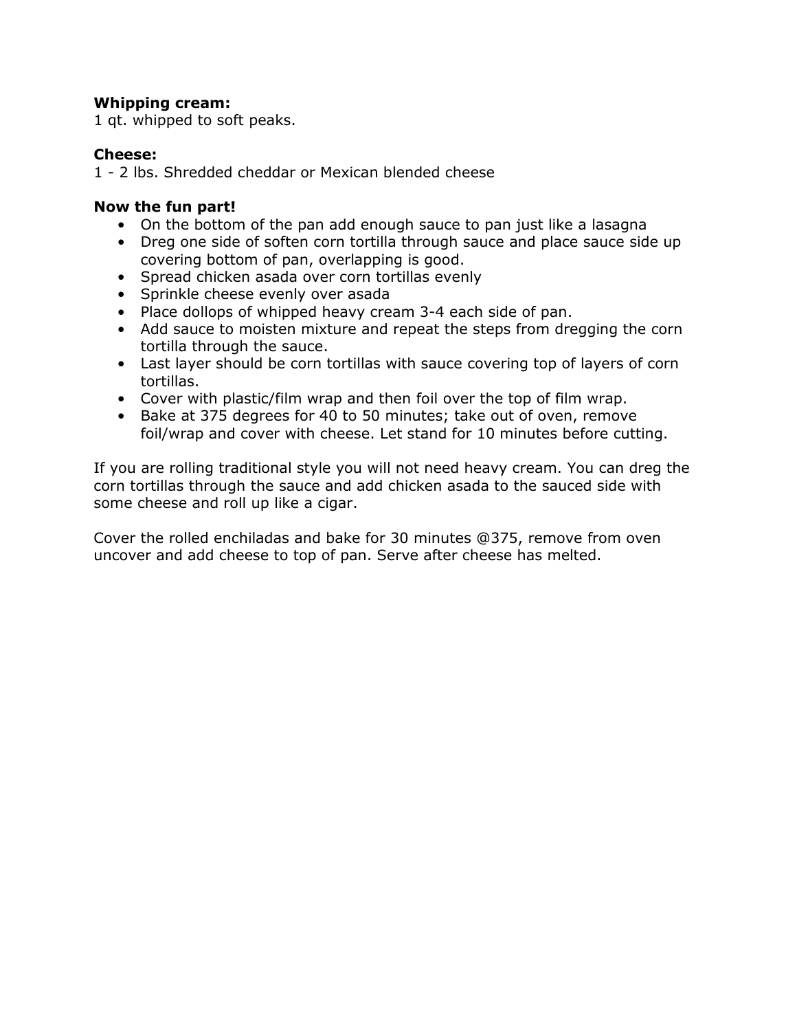**Whipping cream:**
1 qt. whipped to soft peaks.

**Cheese:**
1 - 2 lbs. Shredded cheddar or Mexican blended cheese

**Now the fun part!**

- On the bottom of the pan add enough sauce to pan just like a lasagna
- Dreg one side of soften corn tortilla through sauce and place sauce side up covering bottom of pan, overlapping is good.
- Spread chicken asada over corn tortillas evenly
- Sprinkle cheese evenly over asada
- Place dollops of whipped heavy cream 3-4 each side of pan.
- Add sauce to moisten mixture and repeat the steps from dregging the corn tortilla through the sauce.
- Last layer should be corn tortillas with sauce covering top of layers of corn tortillas.
- Cover with plastic/film wrap and then foil over the top of film wrap.
- Bake at 375 degrees for 40 to 50 minutes; take out of oven, remove foil/wrap and cover with cheese. Let stand for 10 minutes before cutting.

If you are rolling traditional style you will not need heavy cream. You can dreg the corn tortillas through the sauce and add chicken asada to the sauced side with some cheese and roll up like a cigar.

Cover the rolled enchiladas and bake for 30 minutes @375, remove from oven uncover and add cheese to top of pan. Serve after cheese has melted.